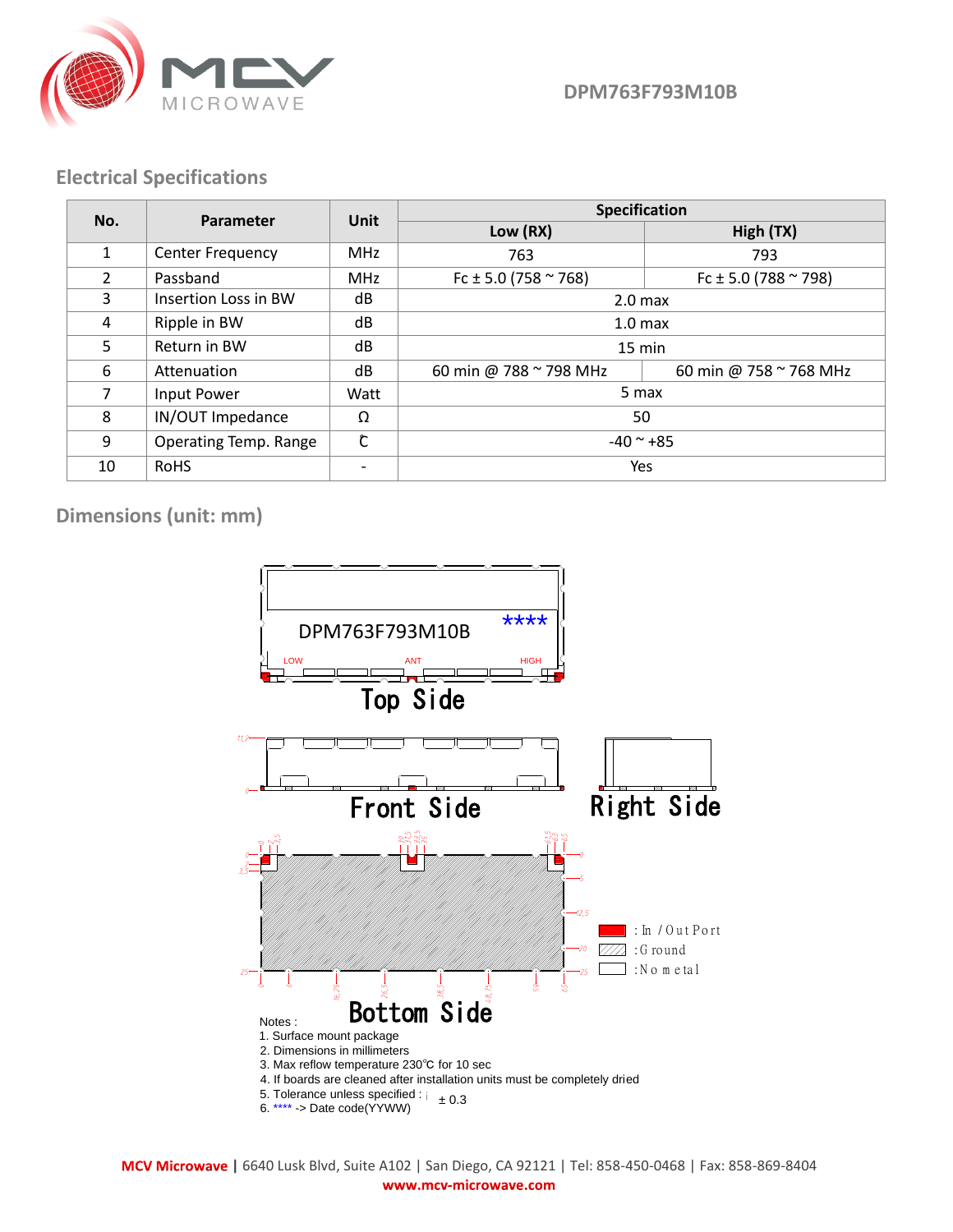DPM763F793M10B

## Electrical Specifications

| No. | Parameter | Unit | Specification | |
|---|---|---|---|---|
| | | | Low (RX) | High (TX) |
| 1 | Center Frequency | MHz | 763 | 793 |
| 2 | Passband | MHz | Fc ± 5.0 (758 ~ 768) | Fc ± 5.0 (788 ~ 798) |
| 3 | Insertion Loss in BW | dB | 2.0 max | |
| 4 | Ripple in BW | dB | 1.0 max | |
| 5 | Return in BW | dB | 15 min | |
| 6 | Attenuation | dB | 60 min @ 788 ~ 798 MHz | 60 min @ 758 ~ 768 MHz |
| 7 | Input Power | Watt | 5 max | |
| 8 | IN/OUT Impedance | Ω | 50 | |
| 9 | Operating Temp. Range | ℃ | -40 ~ +85 | |
| 10 | RoHS | - | Yes | |

## Dimensions (unit: mm)

DPM763F793M10B ****

LOW ANT HIGH

Top Side

Front Side

Right Side

Bottom Side

: In / Out Port

: Ground

: No metal

Notes :

1. Surface mount package
2. Dimensions in millimeters
3. Max reflow temperature 230℃ for 10 sec
4. If boards are cleaned after installation units must be completely dried
5. Tolerance unless specified : ± 0.3
6. **** -> Date code(YYWW)

**MCV Microwave** | 6640 Lusk Blvd, Suite A102 | San Diego, CA 92121 | Tel: 858-450-0468 | Fax: 858-869-8404
www.mcv-microwave.com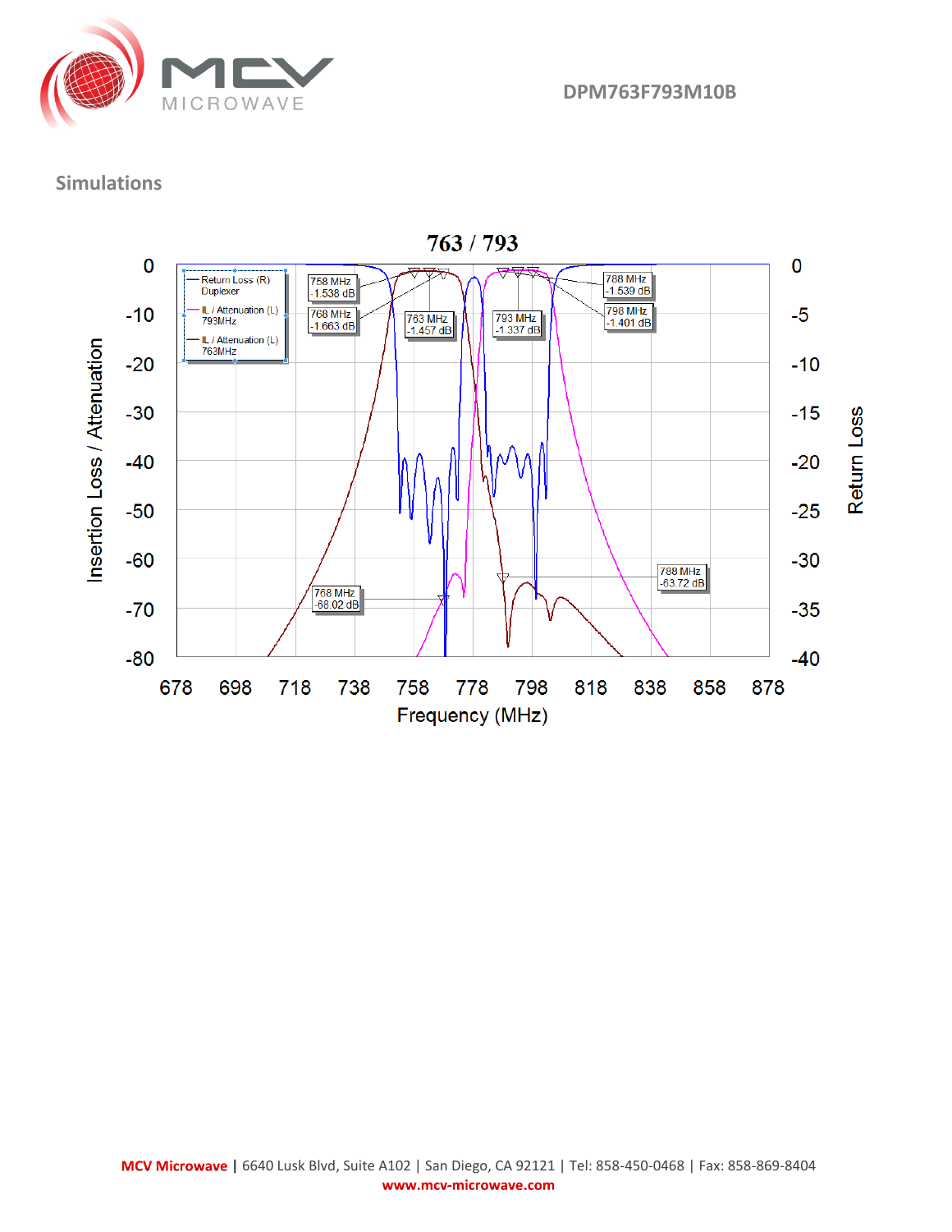DPM763F793M10B

## Simulations

763 / 793

Return Loss (R) Duplexer

IL / Attenuation (L) 793MHz

IL / Attenuation (L) 763MHz

758 MHz
-1.538 dB

768 MHz
-1.663 dB

763 MHz
-1.457 dB

793 MHz
-1.337 dB

788 MHz
-1.539 dB

798 MHz
-1.401 dB

788 MHz
-63.72 dB

768 MHz
-68.02 dB

Insertion Loss / Attenuation

0
-10
-20
-30
-40
-50
-60
-70
-80

Return Loss

0
-5
-10
-15
-20
-25
-30
-35
-40

678 698 718 738 758 778 798 818 838 858 878

Frequency (MHz)